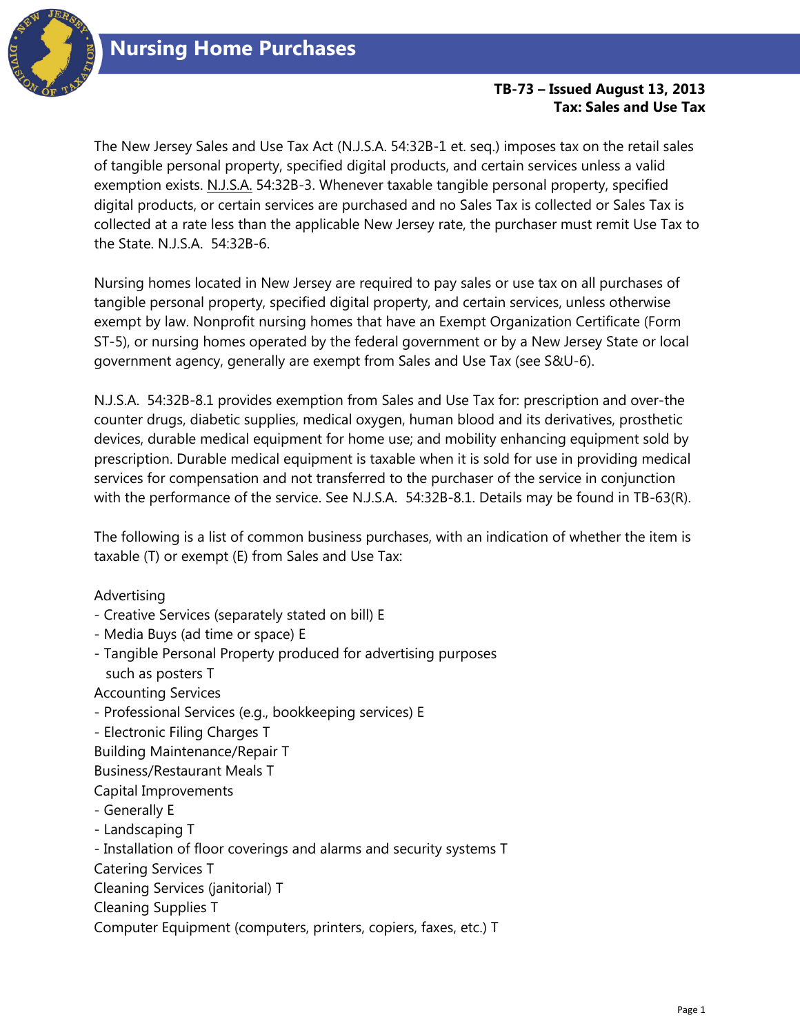# Nursing Home Purchases

**TB-73 – Issued August 13, 2013**
**Tax: Sales and Use Tax**

The New Jersey Sales and Use Tax Act (N.J.S.A. 54:32B-1 et. seq.) imposes tax on the retail sales of tangible personal property, specified digital products, and certain services unless a valid exemption exists. N.J.S.A. 54:32B-3. Whenever taxable tangible personal property, specified digital products, or certain services are purchased and no Sales Tax is collected or Sales Tax is collected at a rate less than the applicable New Jersey rate, the purchaser must remit Use Tax to the State. N.J.S.A. 54:32B-6.

Nursing homes located in New Jersey are required to pay sales or use tax on all purchases of tangible personal property, specified digital property, and certain services, unless otherwise exempt by law. Nonprofit nursing homes that have an Exempt Organization Certificate (Form ST-5), or nursing homes operated by the federal government or by a New Jersey State or local government agency, generally are exempt from Sales and Use Tax (see S&U-6).

N.J.S.A. 54:32B-8.1 provides exemption from Sales and Use Tax for: prescription and over-the counter drugs, diabetic supplies, medical oxygen, human blood and its derivatives, prosthetic devices, durable medical equipment for home use; and mobility enhancing equipment sold by prescription. Durable medical equipment is taxable when it is sold for use in providing medical services for compensation and not transferred to the purchaser of the service in conjunction with the performance of the service. See N.J.S.A. 54:32B-8.1. Details may be found in TB-63(R).

The following is a list of common business purchases, with an indication of whether the item is taxable (T) or exempt (E) from Sales and Use Tax:

Advertising
- Creative Services (separately stated on bill) E
- Media Buys (ad time or space) E
- Tangible Personal Property produced for advertising purposes such as posters T

Accounting Services
- Professional Services (e.g., bookkeeping services) E
- Electronic Filing Charges T

Building Maintenance/Repair T

Business/Restaurant Meals T

Capital Improvements
- Generally E
- Landscaping T
- Installation of floor coverings and alarms and security systems T

Catering Services T

Cleaning Services (janitorial) T

Cleaning Supplies T

Computer Equipment (computers, printers, copiers, faxes, etc.) T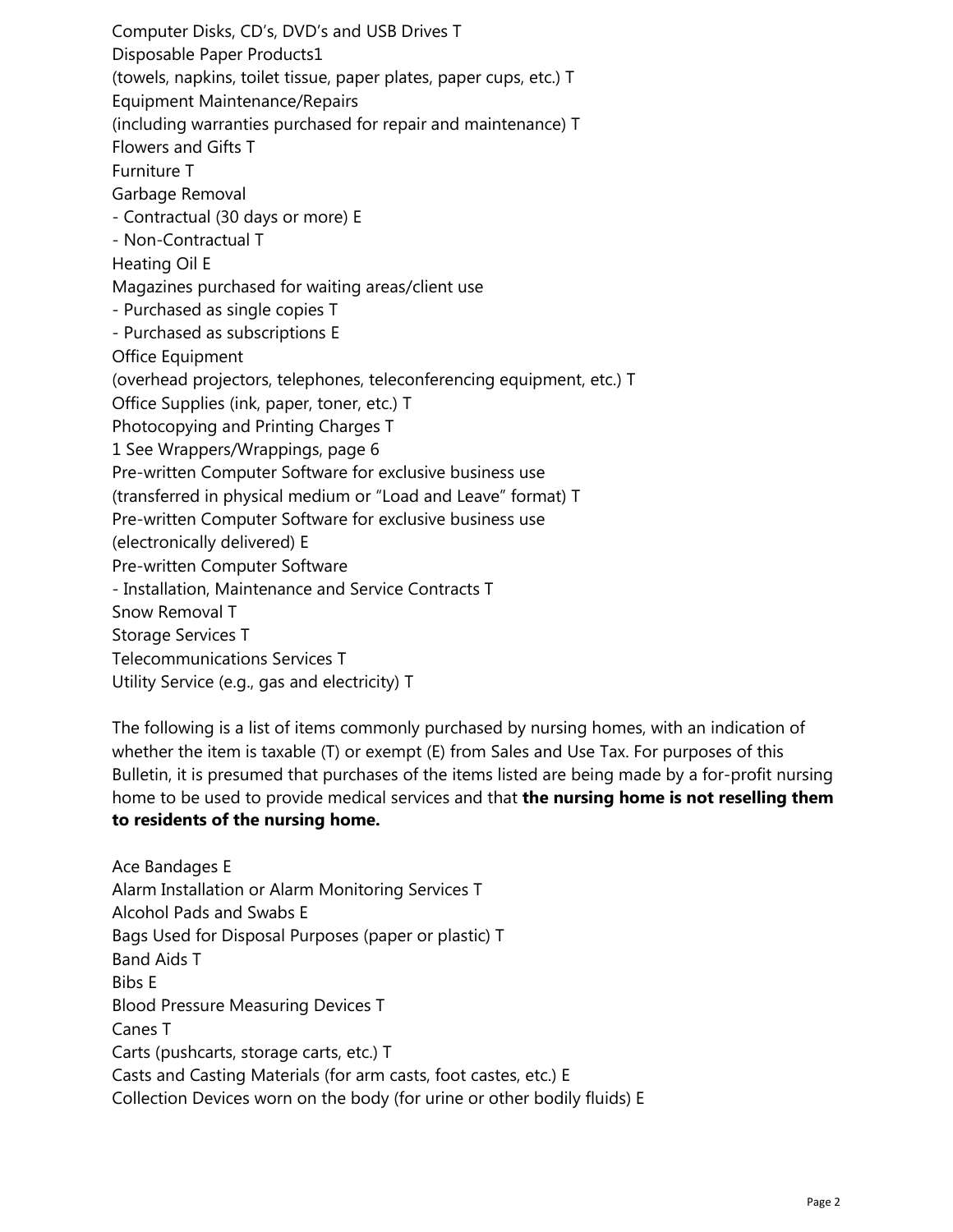Computer Disks, CD's, DVD's and USB Drives T

Disposable Paper Products[1]
(towels, napkins, toilet tissue, paper plates, paper cups, etc.) T

Equipment Maintenance/Repairs
(including warranties purchased for repair and maintenance) T

Flowers and Gifts T

Furniture T

Garbage Removal
- Contractual (30 days or more) E
- Non-Contractual T

Heating Oil E

Magazines purchased for waiting areas/client use
- Purchased as single copies T
- Purchased as subscriptions E

Office Equipment
(overhead projectors, telephones, teleconferencing equipment, etc.) T

Office Supplies (ink, paper, toner, etc.) T

Photocopying and Printing Charges T

[1] See Wrappers/Wrappings, page 6

Pre-written Computer Software for exclusive business use
(transferred in physical medium or "Load and Leave" format) T

Pre-written Computer Software for exclusive business use
(electronically delivered) E

Pre-written Computer Software
- Installation, Maintenance and Service Contracts T

Snow Removal T

Storage Services T

Telecommunications Services T

Utility Service (e.g., gas and electricity) T

The following is a list of items commonly purchased by nursing homes, with an indication of whether the item is taxable (T) or exempt (E) from Sales and Use Tax. For purposes of this Bulletin, it is presumed that purchases of the items listed are being made by a for-profit nursing home to be used to provide medical services and that **the nursing home is not reselling them to residents of the nursing home.**

Ace Bandages E

Alarm Installation or Alarm Monitoring Services T

Alcohol Pads and Swabs E

Bags Used for Disposal Purposes (paper or plastic) T

Band Aids T

Bibs E

Blood Pressure Measuring Devices T

Canes T

Carts (pushcarts, storage carts, etc.) T

Casts and Casting Materials (for arm casts, foot castes, etc.) E

Collection Devices worn on the body (for urine or other bodily fluids) E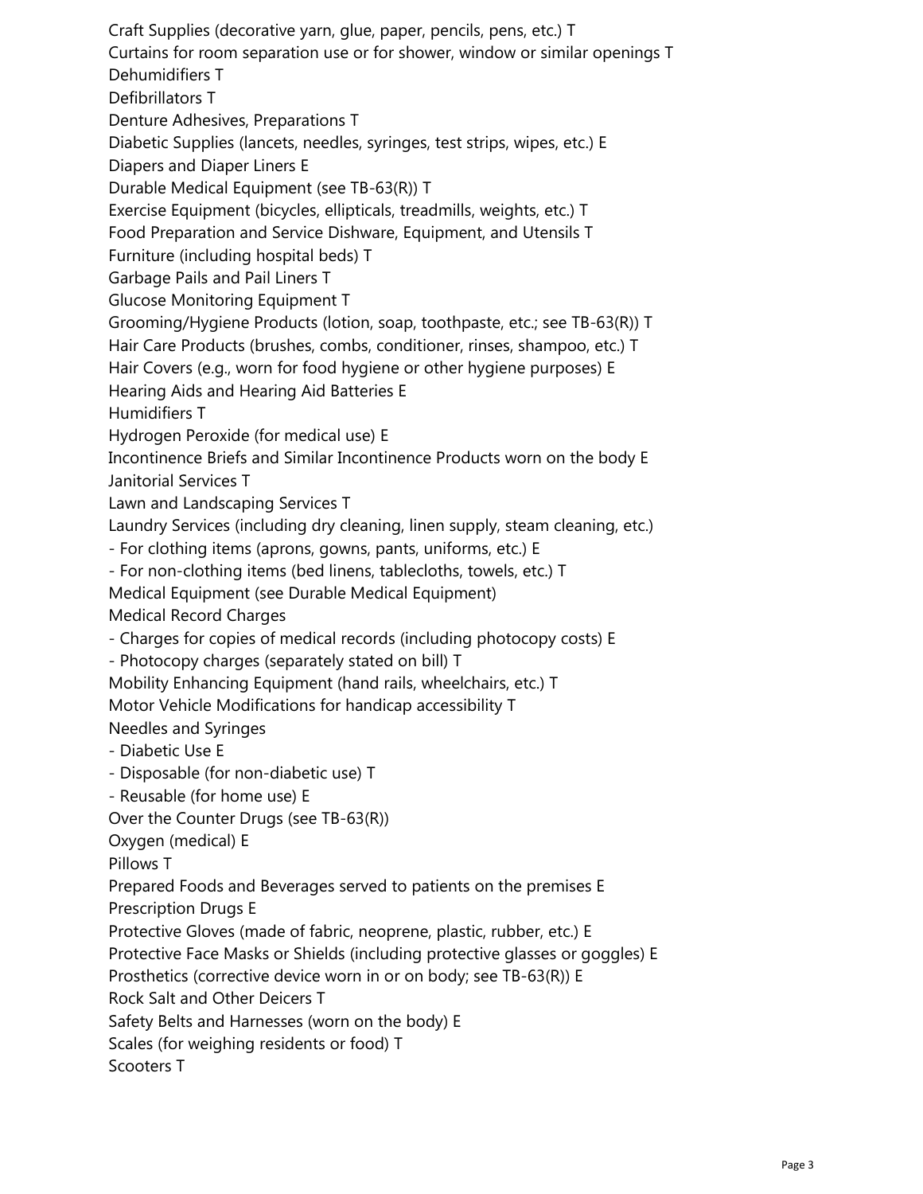Craft Supplies (decorative yarn, glue, paper, pencils, pens, etc.) T
Curtains for room separation use or for shower, window or similar openings T
Dehumidifiers T
Defibrillators T
Denture Adhesives, Preparations T
Diabetic Supplies (lancets, needles, syringes, test strips, wipes, etc.) E
Diapers and Diaper Liners E
Durable Medical Equipment (see TB-63(R)) T
Exercise Equipment (bicycles, ellipticals, treadmills, weights, etc.) T
Food Preparation and Service Dishware, Equipment, and Utensils T
Furniture (including hospital beds) T
Garbage Pails and Pail Liners T
Glucose Monitoring Equipment T
Grooming/Hygiene Products (lotion, soap, toothpaste, etc.; see TB-63(R)) T
Hair Care Products (brushes, combs, conditioner, rinses, shampoo, etc.) T
Hair Covers (e.g., worn for food hygiene or other hygiene purposes) E
Hearing Aids and Hearing Aid Batteries E
Humidifiers T
Hydrogen Peroxide (for medical use) E
Incontinence Briefs and Similar Incontinence Products worn on the body E
Janitorial Services T
Lawn and Landscaping Services T
Laundry Services (including dry cleaning, linen supply, steam cleaning, etc.)
- For clothing items (aprons, gowns, pants, uniforms, etc.) E
- For non-clothing items (bed linens, tablecloths, towels, etc.) T

Medical Equipment (see Durable Medical Equipment)
Medical Record Charges
- Charges for copies of medical records (including photocopy costs) E
- Photocopy charges (separately stated on bill) T

Mobility Enhancing Equipment (hand rails, wheelchairs, etc.) T
Motor Vehicle Modifications for handicap accessibility T
Needles and Syringes
- Diabetic Use E
- Disposable (for non-diabetic use) T
- Reusable (for home use) E

Over the Counter Drugs (see TB-63(R))
Oxygen (medical) E
Pillows T
Prepared Foods and Beverages served to patients on the premises E
Prescription Drugs E
Protective Gloves (made of fabric, neoprene, plastic, rubber, etc.) E
Protective Face Masks or Shields (including protective glasses or goggles) E
Prosthetics (corrective device worn in or on body; see TB-63(R)) E
Rock Salt and Other Deicers T
Safety Belts and Harnesses (worn on the body) E
Scales (for weighing residents or food) T
Scooters T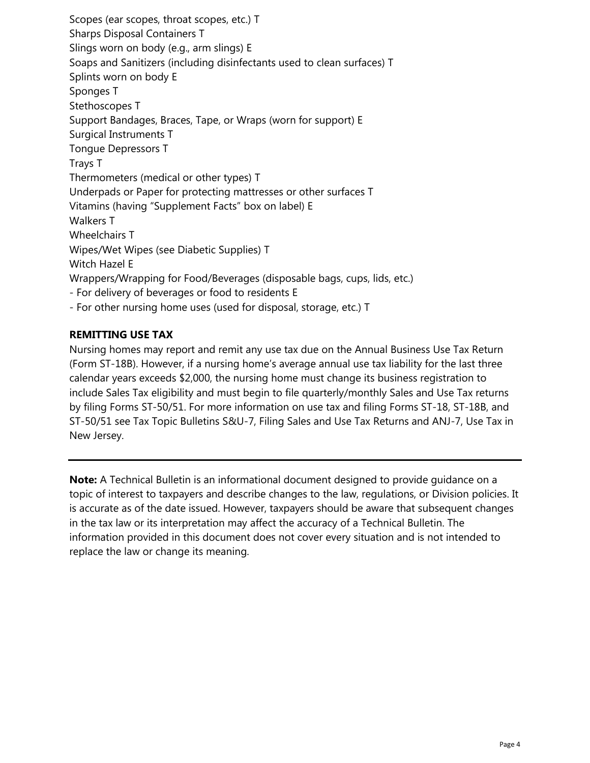Scopes (ear scopes, throat scopes, etc.) T
Sharps Disposal Containers T
Slings worn on body (e.g., arm slings) E
Soaps and Sanitizers (including disinfectants used to clean surfaces) T
Splints worn on body E
Sponges T
Stethoscopes T
Support Bandages, Braces, Tape, or Wraps (worn for support) E
Surgical Instruments T
Tongue Depressors T
Trays T
Thermometers (medical or other types) T
Underpads or Paper for protecting mattresses or other surfaces T
Vitamins (having "Supplement Facts" box on label) E
Walkers T
Wheelchairs T
Wipes/Wet Wipes (see Diabetic Supplies) T
Witch Hazel E
Wrappers/Wrapping for Food/Beverages (disposable bags, cups, lids, etc.)
- For delivery of beverages or food to residents E
- For other nursing home uses (used for disposal, storage, etc.) T

## REMITTING USE TAX

Nursing homes may report and remit any use tax due on the Annual Business Use Tax Return (Form ST-18B). However, if a nursing home's average annual use tax liability for the last three calendar years exceeds $2,000, the nursing home must change its business registration to include Sales Tax eligibility and must begin to file quarterly/monthly Sales and Use Tax returns by filing Forms ST-50/51. For more information on use tax and filing Forms ST-18, ST-18B, and ST-50/51 see Tax Topic Bulletins S&U-7, Filing Sales and Use Tax Returns and ANJ-7, Use Tax in New Jersey.

---

**Note:** A Technical Bulletin is an informational document designed to provide guidance on a topic of interest to taxpayers and describe changes to the law, regulations, or Division policies. It is accurate as of the date issued. However, taxpayers should be aware that subsequent changes in the tax law or its interpretation may affect the accuracy of a Technical Bulletin. The information provided in this document does not cover every situation and is not intended to replace the law or change its meaning.